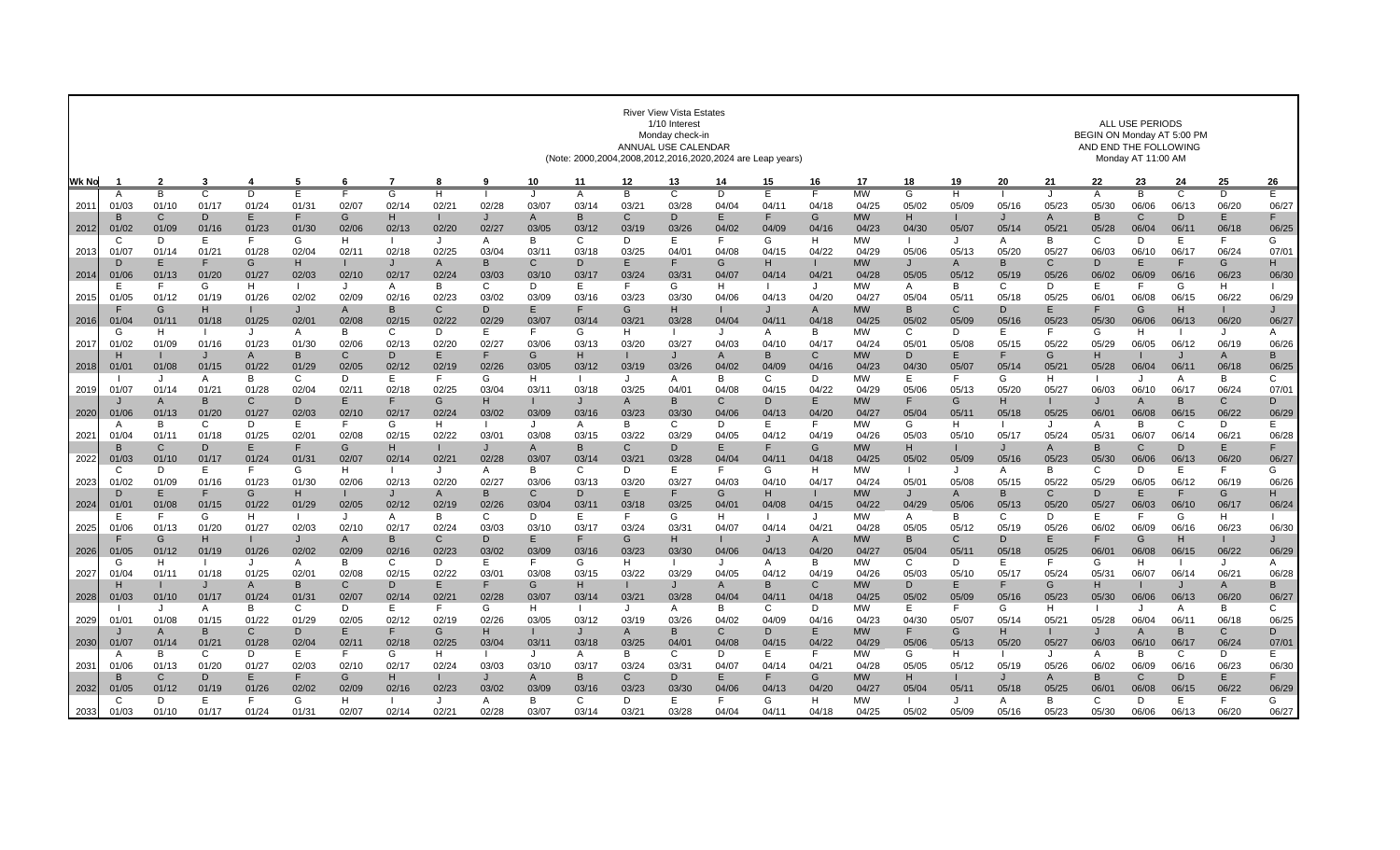River View Vista Estates
1/10 Interest
Monday check-in
ANNUAL USE CALENDAR
(Note: 2000,2004,2008,2012,2016,2020,2024 are Leap years)

ALL USE PERIODS
BEGIN ON Monday AT 5:00 PM
AND END THE FOLLOWING
Monday AT 11:00 AM

| Wk No | 1 | 2 | 3 | 4 | 5 | 6 | 7 | 8 | 9 | 10 | 11 | 12 | 13 | 14 | 15 | 16 | 17 | 18 | 19 | 20 | 21 | 22 | 23 | 24 | 25 | 26 |
|---|---|---|---|---|---|---|---|---|---|---|---|---|---|---|---|---|---|---|---|---|---|---|---|---|---|---|
| | A | B | C | D | E | F | G | H | I | J | A | B | C | D | E | F | MW | G | H | I | J | A | B | C | D | E |
| 2011 | 01/03 | 01/10 | 01/17 | 01/24 | 01/31 | 02/07 | 02/14 | 02/21 | 02/28 | 03/07 | 03/14 | 03/21 | 03/28 | 04/04 | 04/11 | 04/18 | 04/25 | 05/02 | 05/09 | 05/16 | 05/23 | 05/30 | 06/06 | 06/13 | 06/20 | 06/27 |
| | B | C | D | E | F | G | H | I | J | A | B | C | D | E | F | G | MW | H | I | J | A | B | C | D | E | F |
| 2012 | 01/02 | 01/09 | 01/16 | 01/23 | 01/30 | 02/06 | 02/13 | 02/20 | 02/27 | 03/05 | 03/12 | 03/19 | 03/26 | 04/02 | 04/09 | 04/16 | 04/23 | 04/30 | 05/07 | 05/14 | 05/21 | 05/28 | 06/04 | 06/11 | 06/18 | 06/25 |
| | C | D | E | F | G | H | I | J | A | B | C | D | E | F | G | H | MW | I | J | A | B | C | D | E | F | G |
| 2013 | 01/07 | 01/14 | 01/21 | 01/28 | 02/04 | 02/11 | 02/18 | 02/25 | 03/04 | 03/11 | 03/18 | 03/25 | 04/01 | 04/08 | 04/15 | 04/22 | 04/29 | 05/06 | 05/13 | 05/20 | 05/27 | 06/03 | 06/10 | 06/17 | 06/24 | 07/01 |
| | D | E | F | G | H | I | J | A | B | C | D | E | F | G | H | I | MW | J | A | B | C | D | E | F | G | H |
| 2014 | 01/06 | 01/13 | 01/20 | 01/27 | 02/03 | 02/10 | 02/17 | 02/24 | 03/03 | 03/10 | 03/17 | 03/24 | 03/31 | 04/07 | 04/14 | 04/21 | 04/28 | 05/05 | 05/12 | 05/19 | 05/26 | 06/02 | 06/09 | 06/16 | 06/23 | 06/30 |
| | E | F | G | H | I | J | A | B | C | D | E | F | G | H | I | J | MW | A | B | C | D | E | F | G | H | I |
| 2015 | 01/05 | 01/12 | 01/19 | 01/26 | 02/02 | 02/09 | 02/16 | 02/23 | 03/02 | 03/09 | 03/16 | 03/23 | 03/30 | 04/06 | 04/13 | 04/20 | 04/27 | 05/04 | 05/11 | 05/18 | 05/25 | 06/01 | 06/08 | 06/15 | 06/22 | 06/29 |
| | F | G | H | I | J | A | B | C | D | E | F | G | H | I | J | A | MW | B | C | D | E | F | G | H | I | J |
| 2016 | 01/04 | 01/11 | 01/18 | 01/25 | 02/01 | 02/08 | 02/15 | 02/22 | 02/29 | 03/07 | 03/14 | 03/21 | 03/28 | 04/04 | 04/11 | 04/18 | 04/25 | 05/02 | 05/09 | 05/16 | 05/23 | 05/30 | 06/06 | 06/13 | 06/20 | 06/27 |
| | G | H | I | J | A | B | C | D | E | F | G | H | I | J | A | B | MW | C | D | E | F | G | H | I | J | A |
| 2017 | 01/02 | 01/09 | 01/16 | 01/23 | 01/30 | 02/06 | 02/13 | 02/20 | 02/27 | 03/06 | 03/13 | 03/20 | 03/27 | 04/03 | 04/10 | 04/17 | 04/24 | 05/01 | 05/08 | 05/15 | 05/22 | 05/29 | 06/05 | 06/12 | 06/19 | 06/26 |
| | H | I | J | A | B | C | D | E | F | G | H | I | J | A | B | C | MW | D | E | F | G | H | I | J | A | B |
| 2018 | 01/01 | 01/08 | 01/15 | 01/22 | 01/29 | 02/05 | 02/12 | 02/19 | 02/26 | 03/05 | 03/12 | 03/19 | 03/26 | 04/02 | 04/09 | 04/16 | 04/23 | 04/30 | 05/07 | 05/14 | 05/21 | 05/28 | 06/04 | 06/11 | 06/18 | 06/25 |
| | I | J | A | B | C | D | E | F | G | H | I | J | A | B | C | D | MW | E | F | G | H | I | J | A | B | C |
| 2019 | 01/07 | 01/14 | 01/21 | 01/28 | 02/04 | 02/11 | 02/18 | 02/25 | 03/04 | 03/11 | 03/18 | 03/25 | 04/01 | 04/08 | 04/15 | 04/22 | 04/29 | 05/06 | 05/13 | 05/20 | 05/27 | 06/03 | 06/10 | 06/17 | 06/24 | 07/01 |
| | J | A | B | C | D | E | F | G | H | I | J | A | B | C | D | E | MW | F | G | H | I | J | A | B | C | D |
| 2020 | 01/06 | 01/13 | 01/20 | 01/27 | 02/03 | 02/10 | 02/17 | 02/24 | 03/02 | 03/09 | 03/16 | 03/23 | 03/30 | 04/06 | 04/13 | 04/20 | 04/27 | 05/04 | 05/11 | 05/18 | 05/25 | 06/01 | 06/08 | 06/15 | 06/22 | 06/29 |
| | A | B | C | D | E | F | G | H | I | J | A | B | C | D | E | F | MW | G | H | I | J | A | B | C | D | E |
| 2021 | 01/04 | 01/11 | 01/18 | 01/25 | 02/01 | 02/08 | 02/15 | 02/22 | 03/01 | 03/08 | 03/15 | 03/22 | 03/29 | 04/05 | 04/12 | 04/19 | 04/26 | 05/03 | 05/10 | 05/17 | 05/24 | 05/31 | 06/07 | 06/14 | 06/21 | 06/28 |
| | B | C | D | E | F | G | H | I | J | A | B | C | D | E | F | G | MW | H | I | J | A | B | C | D | E | F |
| 2022 | 01/03 | 01/10 | 01/17 | 01/24 | 01/31 | 02/07 | 02/14 | 02/21 | 02/28 | 03/07 | 03/14 | 03/21 | 03/28 | 04/04 | 04/11 | 04/18 | 04/25 | 05/02 | 05/09 | 05/16 | 05/23 | 05/30 | 06/06 | 06/13 | 06/20 | 06/27 |
| | C | D | E | F | G | H | I | J | A | B | C | D | E | F | G | H | MW | I | J | A | B | C | D | E | F | G |
| 2023 | 01/02 | 01/09 | 01/16 | 01/23 | 01/30 | 02/06 | 02/13 | 02/20 | 02/27 | 03/06 | 03/13 | 03/20 | 03/27 | 04/03 | 04/10 | 04/17 | 04/24 | 05/01 | 05/08 | 05/15 | 05/22 | 05/29 | 06/05 | 06/12 | 06/19 | 06/26 |
| | D | E | F | G | H | I | J | A | B | C | D | E | F | G | H | I | MW | J | A | B | C | D | E | F | G | H |
| 2024 | 01/01 | 01/08 | 01/15 | 01/22 | 01/29 | 02/05 | 02/12 | 02/19 | 02/26 | 03/04 | 03/11 | 03/18 | 03/25 | 04/01 | 04/08 | 04/15 | 04/22 | 04/29 | 05/06 | 05/13 | 05/20 | 05/27 | 06/03 | 06/10 | 06/17 | 06/24 |
| | E | F | G | H | I | J | A | B | C | D | E | F | G | H | I | J | MW | A | B | C | D | E | F | G | H | I |
| 2025 | 01/06 | 01/13 | 01/20 | 01/27 | 02/03 | 02/10 | 02/17 | 02/24 | 03/03 | 03/10 | 03/17 | 03/24 | 03/31 | 04/07 | 04/14 | 04/21 | 04/28 | 05/05 | 05/12 | 05/19 | 05/26 | 06/02 | 06/09 | 06/16 | 06/23 | 06/30 |
| | F | G | H | I | J | A | B | C | D | E | F | G | H | I | J | A | MW | B | C | D | E | F | G | H | I | J |
| 2026 | 01/05 | 01/12 | 01/19 | 01/26 | 02/02 | 02/09 | 02/16 | 02/23 | 03/02 | 03/09 | 03/16 | 03/23 | 03/30 | 04/06 | 04/13 | 04/20 | 04/27 | 05/04 | 05/11 | 05/18 | 05/25 | 06/01 | 06/08 | 06/15 | 06/22 | 06/29 |
| | G | H | I | J | A | B | C | D | E | F | G | H | I | J | A | B | MW | C | D | E | F | G | H | I | J | A |
| 2027 | 01/04 | 01/11 | 01/18 | 01/25 | 02/01 | 02/08 | 02/15 | 02/22 | 03/01 | 03/08 | 03/15 | 03/22 | 03/29 | 04/05 | 04/12 | 04/19 | 04/26 | 05/03 | 05/10 | 05/17 | 05/24 | 05/31 | 06/07 | 06/14 | 06/21 | 06/28 |
| | H | I | J | A | B | C | D | E | F | G | H | I | J | A | B | C | MW | D | E | F | G | H | I | J | A | B |
| 2028 | 01/03 | 01/10 | 01/17 | 01/24 | 01/31 | 02/07 | 02/14 | 02/21 | 02/28 | 03/07 | 03/14 | 03/21 | 03/28 | 04/04 | 04/11 | 04/18 | 04/25 | 05/02 | 05/09 | 05/16 | 05/23 | 05/30 | 06/06 | 06/13 | 06/20 | 06/27 |
| | I | J | A | B | C | D | E | F | G | H | I | J | A | B | C | D | MW | E | F | G | H | I | J | A | B | C |
| 2029 | 01/01 | 01/08 | 01/15 | 01/22 | 01/29 | 02/05 | 02/12 | 02/19 | 02/26 | 03/05 | 03/12 | 03/19 | 03/26 | 04/02 | 04/09 | 04/16 | 04/23 | 04/30 | 05/07 | 05/14 | 05/21 | 05/28 | 06/04 | 06/11 | 06/18 | 06/25 |
| | J | A | B | C | D | E | F | G | H | I | J | A | B | C | D | E | MW | F | G | H | I | J | A | B | C | D |
| 2030 | 01/07 | 01/14 | 01/21 | 01/28 | 02/04 | 02/11 | 02/18 | 02/25 | 03/04 | 03/11 | 03/18 | 03/25 | 04/01 | 04/08 | 04/15 | 04/22 | 04/29 | 05/06 | 05/13 | 05/20 | 05/27 | 06/03 | 06/10 | 06/17 | 06/24 | 07/01 |
| | A | B | C | D | E | F | G | H | I | J | A | B | C | D | E | F | MW | G | H | I | J | A | B | C | D | E |
| 2031 | 01/06 | 01/13 | 01/20 | 01/27 | 02/03 | 02/10 | 02/17 | 02/24 | 03/03 | 03/10 | 03/17 | 03/24 | 03/31 | 04/07 | 04/14 | 04/21 | 04/28 | 05/05 | 05/12 | 05/19 | 05/26 | 06/02 | 06/09 | 06/16 | 06/23 | 06/30 |
| | B | C | D | E | F | G | H | I | J | A | B | C | D | E | F | G | MW | H | I | J | A | B | C | D | E | F |
| 2032 | 01/05 | 01/12 | 01/19 | 01/26 | 02/02 | 02/09 | 02/16 | 02/23 | 03/02 | 03/09 | 03/16 | 03/23 | 03/30 | 04/06 | 04/13 | 04/20 | 04/27 | 05/04 | 05/11 | 05/18 | 05/25 | 06/01 | 06/08 | 06/15 | 06/22 | 06/29 |
| | C | D | E | F | G | H | I | J | A | B | C | D | E | F | G | H | MW | I | J | A | B | C | D | E | F | G |
| 2033 | 01/03 | 01/10 | 01/17 | 01/24 | 01/31 | 02/07 | 02/14 | 02/21 | 02/28 | 03/07 | 03/14 | 03/21 | 03/28 | 04/04 | 04/11 | 04/18 | 04/25 | 05/02 | 05/09 | 05/16 | 05/23 | 05/30 | 06/06 | 06/13 | 06/20 | 06/27 |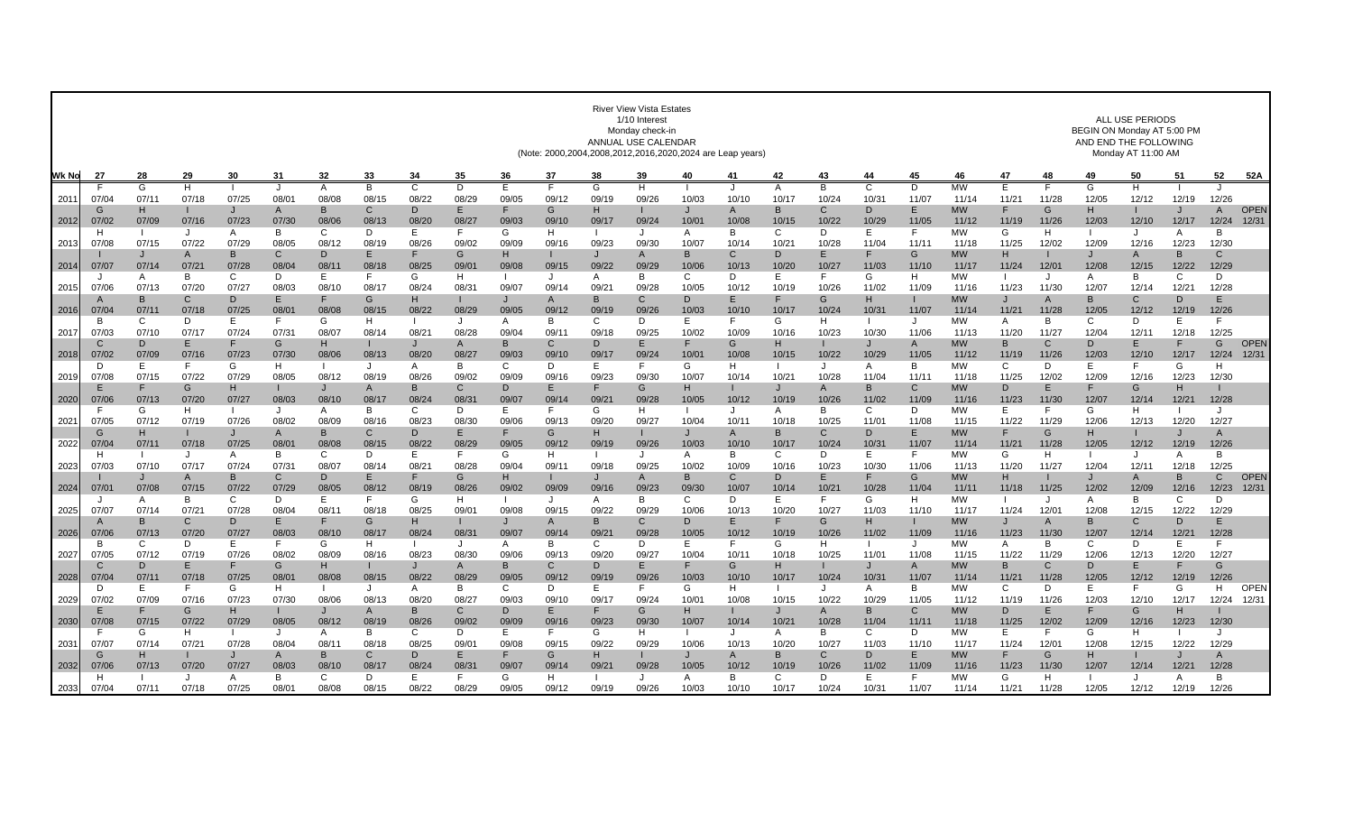River View Vista Estates
1/10 Interest
Monday check-in
ANNUAL USE CALENDAR
(Note: 2000,2004,2008,2012,2016,2020,2024 are Leap years)

ALL USE PERIODS
BEGIN ON Monday AT 5:00 PM
AND END THE FOLLOWING
Monday AT 11:00 AM

| Wk No | 27 | 28 | 29 | 30 | 31 | 32 | 33 | 34 | 35 | 36 | 37 | 38 | 39 | 40 | 41 | 42 | 43 | 44 | 45 | 46 | 47 | 48 | 49 | 50 | 51 | 52 | 52A |
|---|---|---|---|---|---|---|---|---|---|---|---|---|---|---|---|---|---|---|---|---|---|---|---|---|---|---|---|
| | F | G | H | I | J | A | B | C | D | E | F | G | H | I | J | A | B | C | D | MW | E | F | G | H | I | J | |
| 2011 | 07/04 | 07/11 | 07/18 | 07/25 | 08/01 | 08/08 | 08/15 | 08/22 | 08/29 | 09/05 | 09/12 | 09/19 | 09/26 | 10/03 | 10/10 | 10/17 | 10/24 | 10/31 | 11/07 | 11/14 | 11/21 | 11/28 | 12/05 | 12/12 | 12/19 | 12/26 | |
| | G | H | I | J | A | B | C | D | E | F | G | H | I | J | A | B | C | D | E | MW | F | G | H | I | J | A | OPEN |
| 2012 | 07/02 | 07/09 | 07/16 | 07/23 | 07/30 | 08/06 | 08/13 | 08/20 | 08/27 | 09/03 | 09/10 | 09/17 | 09/24 | 10/01 | 10/08 | 10/15 | 10/22 | 10/29 | 11/05 | 11/12 | 11/19 | 11/26 | 12/03 | 12/10 | 12/17 | 12/24 | 12/31 |
| | H | I | J | A | B | C | D | E | F | G | H | I | J | A | B | C | D | E | F | MW | G | H | I | J | A | B | |
| 2013 | 07/08 | 07/15 | 07/22 | 07/29 | 08/05 | 08/12 | 08/19 | 08/26 | 09/02 | 09/09 | 09/16 | 09/23 | 09/30 | 10/07 | 10/14 | 10/21 | 10/28 | 11/04 | 11/11 | 11/18 | 11/25 | 12/02 | 12/09 | 12/16 | 12/23 | 12/30 | |
| | I | J | A | B | C | D | E | F | G | H | I | J | A | B | C | D | E | F | G | MW | H | I | J | A | B | C | |
| 2014 | 07/07 | 07/14 | 07/21 | 07/28 | 08/04 | 08/11 | 08/18 | 08/25 | 09/01 | 09/08 | 09/15 | 09/22 | 09/29 | 10/06 | 10/13 | 10/20 | 10/27 | 11/03 | 11/10 | 11/17 | 11/24 | 12/01 | 12/08 | 12/15 | 12/22 | 12/29 | |
| | J | A | B | C | D | E | F | G | H | I | J | A | B | C | D | E | F | G | H | MW | I | J | A | B | C | D | |
| 2015 | 07/06 | 07/13 | 07/20 | 07/27 | 08/03 | 08/10 | 08/17 | 08/24 | 08/31 | 09/07 | 09/14 | 09/21 | 09/28 | 10/05 | 10/12 | 10/19 | 10/26 | 11/02 | 11/09 | 11/16 | 11/23 | 11/30 | 12/07 | 12/14 | 12/21 | 12/28 | |
| | A | B | C | D | E | F | G | H | I | J | A | B | C | D | E | F | G | H | I | MW | J | A | B | C | D | E | |
| 2016 | 07/04 | 07/11 | 07/18 | 07/25 | 08/01 | 08/08 | 08/15 | 08/22 | 08/29 | 09/05 | 09/12 | 09/19 | 09/26 | 10/03 | 10/10 | 10/17 | 10/24 | 10/31 | 11/07 | 11/14 | 11/21 | 11/28 | 12/05 | 12/12 | 12/19 | 12/26 | |
| | B | C | D | E | F | G | H | I | J | A | B | C | D | E | F | G | H | I | J | MW | A | B | C | D | E | F | |
| 2017 | 07/03 | 07/10 | 07/17 | 07/24 | 07/31 | 08/07 | 08/14 | 08/21 | 08/28 | 09/04 | 09/11 | 09/18 | 09/25 | 10/02 | 10/09 | 10/16 | 10/23 | 10/30 | 11/06 | 11/13 | 11/20 | 11/27 | 12/04 | 12/11 | 12/18 | 12/25 | |
| | C | D | E | F | G | H | I | J | A | B | C | D | E | F | G | H | I | J | A | MW | B | C | D | E | F | G | OPEN |
| 2018 | 07/02 | 07/09 | 07/16 | 07/23 | 07/30 | 08/06 | 08/13 | 08/20 | 08/27 | 09/03 | 09/10 | 09/17 | 09/24 | 10/01 | 10/08 | 10/15 | 10/22 | 10/29 | 11/05 | 11/12 | 11/19 | 11/26 | 12/03 | 12/10 | 12/17 | 12/24 | 12/31 |
| | D | E | F | G | H | I | J | A | B | C | D | E | F | G | H | I | J | A | B | MW | C | D | E | F | G | H | |
| 2019 | 07/08 | 07/15 | 07/22 | 07/29 | 08/05 | 08/12 | 08/19 | 08/26 | 09/02 | 09/09 | 09/16 | 09/23 | 09/30 | 10/07 | 10/14 | 10/21 | 10/28 | 11/04 | 11/11 | 11/18 | 11/25 | 12/02 | 12/09 | 12/16 | 12/23 | 12/30 | |
| | E | F | G | H | I | J | A | B | C | D | E | F | G | H | I | J | A | B | C | MW | D | E | F | G | H | I | |
| 2020 | 07/06 | 07/13 | 07/20 | 07/27 | 08/03 | 08/10 | 08/17 | 08/24 | 08/31 | 09/07 | 09/14 | 09/21 | 09/28 | 10/05 | 10/12 | 10/19 | 10/26 | 11/02 | 11/09 | 11/16 | 11/23 | 11/30 | 12/07 | 12/14 | 12/21 | 12/28 | |
| | F | G | H | I | J | A | B | C | D | E | F | G | H | I | J | A | B | C | D | MW | E | F | G | H | I | J | |
| 2021 | 07/05 | 07/12 | 07/19 | 07/26 | 08/02 | 08/09 | 08/16 | 08/23 | 08/30 | 09/06 | 09/13 | 09/20 | 09/27 | 10/04 | 10/11 | 10/18 | 10/25 | 11/01 | 11/08 | 11/15 | 11/22 | 11/29 | 12/06 | 12/13 | 12/20 | 12/27 | |
| | G | H | I | J | A | B | C | D | E | F | G | H | I | J | A | B | C | D | E | MW | F | G | H | I | J | A | |
| 2022 | 07/04 | 07/11 | 07/18 | 07/25 | 08/01 | 08/08 | 08/15 | 08/22 | 08/29 | 09/05 | 09/12 | 09/19 | 09/26 | 10/03 | 10/10 | 10/17 | 10/24 | 10/31 | 11/07 | 11/14 | 11/21 | 11/28 | 12/05 | 12/12 | 12/19 | 12/26 | |
| | H | I | J | A | B | C | D | E | F | G | H | I | J | A | B | C | D | E | F | MW | G | H | I | J | A | B | |
| 2023 | 07/03 | 07/10 | 07/17 | 07/24 | 07/31 | 08/07 | 08/14 | 08/21 | 08/28 | 09/04 | 09/11 | 09/18 | 09/25 | 10/02 | 10/09 | 10/16 | 10/23 | 10/30 | 11/06 | 11/13 | 11/20 | 11/27 | 12/04 | 12/11 | 12/18 | 12/25 | |
| | I | J | A | B | C | D | E | F | G | H | I | J | A | B | C | D | E | F | G | MW | H | I | J | A | B | C | OPEN |
| 2024 | 07/01 | 07/08 | 07/15 | 07/22 | 07/29 | 08/05 | 08/12 | 08/19 | 08/26 | 09/02 | 09/09 | 09/16 | 09/23 | 09/30 | 10/07 | 10/14 | 10/21 | 10/28 | 11/04 | 11/11 | 11/18 | 11/25 | 12/02 | 12/09 | 12/16 | 12/23 | 12/30 |
| | J | A | B | C | D | E | F | G | H | I | J | A | B | C | D | E | F | G | H | MW | I | J | A | B | C | D | |
| 2025 | 07/07 | 07/14 | 07/21 | 07/28 | 08/04 | 08/11 | 08/18 | 08/25 | 09/01 | 09/08 | 09/15 | 09/22 | 09/29 | 10/06 | 10/13 | 10/20 | 10/27 | 11/03 | 11/10 | 11/17 | 11/24 | 12/01 | 12/08 | 12/15 | 12/22 | 12/29 | |
| | A | B | C | D | E | F | G | H | I | J | A | B | C | D | E | F | G | H | I | MW | J | A | B | C | D | E | |
| 2026 | 07/06 | 07/13 | 07/20 | 07/27 | 08/03 | 08/10 | 08/17 | 08/24 | 08/31 | 09/07 | 09/14 | 09/21 | 09/28 | 10/05 | 10/12 | 10/19 | 10/26 | 11/02 | 11/09 | 11/16 | 11/23 | 11/30 | 12/07 | 12/14 | 12/21 | 12/28 | |
| | B | C | D | E | F | G | H | I | J | A | B | C | D | E | F | G | H | I | J | MW | A | B | C | D | E | F | |
| 2027 | 07/05 | 07/12 | 07/19 | 07/26 | 08/02 | 08/09 | 08/16 | 08/23 | 08/30 | 09/06 | 09/13 | 09/20 | 09/27 | 10/04 | 10/11 | 10/18 | 10/25 | 11/01 | 11/08 | 11/15 | 11/22 | 11/29 | 12/06 | 12/13 | 12/20 | 12/27 | |
| | C | D | E | F | G | H | I | J | A | B | C | D | E | F | G | H | I | J | A | MW | B | C | D | E | F | G | |
| 2028 | 07/04 | 07/11 | 07/18 | 07/25 | 08/01 | 08/08 | 08/15 | 08/22 | 08/29 | 09/05 | 09/12 | 09/19 | 09/26 | 10/03 | 10/10 | 10/17 | 10/24 | 10/31 | 11/07 | 11/14 | 11/21 | 11/28 | 12/05 | 12/12 | 12/19 | 12/26 | |
| | D | E | F | G | H | I | J | A | B | C | D | E | F | G | H | I | J | A | B | MW | C | D | E | F | G | H | OPEN |
| 2029 | 07/02 | 07/09 | 07/16 | 07/23 | 07/30 | 08/06 | 08/13 | 08/20 | 08/27 | 09/03 | 09/10 | 09/17 | 09/24 | 10/01 | 10/08 | 10/15 | 10/22 | 10/29 | 11/05 | 11/12 | 11/19 | 11/26 | 12/03 | 12/10 | 12/17 | 12/24 | 12/31 |
| | E | F | G | H | I | J | A | B | C | D | E | F | G | H | I | J | A | B | C | MW | D | E | F | G | H | I | |
| 2030 | 07/08 | 07/15 | 07/22 | 07/29 | 08/05 | 08/12 | 08/19 | 08/26 | 09/02 | 09/09 | 09/16 | 09/23 | 09/30 | 10/07 | 10/14 | 10/21 | 10/28 | 11/04 | 11/11 | 11/18 | 11/25 | 12/02 | 12/09 | 12/16 | 12/23 | 12/30 | |
| | F | G | H | I | J | A | B | C | D | E | F | G | H | I | J | A | B | C | D | MW | E | F | G | H | I | J | |
| 2031 | 07/07 | 07/14 | 07/21 | 07/28 | 08/04 | 08/11 | 08/18 | 08/25 | 09/01 | 09/08 | 09/15 | 09/22 | 09/29 | 10/06 | 10/13 | 10/20 | 10/27 | 11/03 | 11/10 | 11/17 | 11/24 | 12/01 | 12/08 | 12/15 | 12/22 | 12/29 | |
| | G | H | I | J | A | B | C | D | E | F | G | H | I | J | A | B | C | D | E | MW | F | G | H | I | J | A | |
| 2032 | 07/06 | 07/13 | 07/20 | 07/27 | 08/03 | 08/10 | 08/17 | 08/24 | 08/31 | 09/07 | 09/14 | 09/21 | 09/28 | 10/05 | 10/12 | 10/19 | 10/26 | 11/02 | 11/09 | 11/16 | 11/23 | 11/30 | 12/07 | 12/14 | 12/21 | 12/28 | |
| | H | I | J | A | B | C | D | E | F | G | H | I | J | A | B | C | D | E | F | MW | G | H | I | J | A | B | |
| 2033 | 07/04 | 07/11 | 07/18 | 07/25 | 08/01 | 08/08 | 08/15 | 08/22 | 08/29 | 09/05 | 09/12 | 09/19 | 09/26 | 10/03 | 10/10 | 10/17 | 10/24 | 10/31 | 11/07 | 11/14 | 11/21 | 11/28 | 12/05 | 12/12 | 12/19 | 12/26 | |